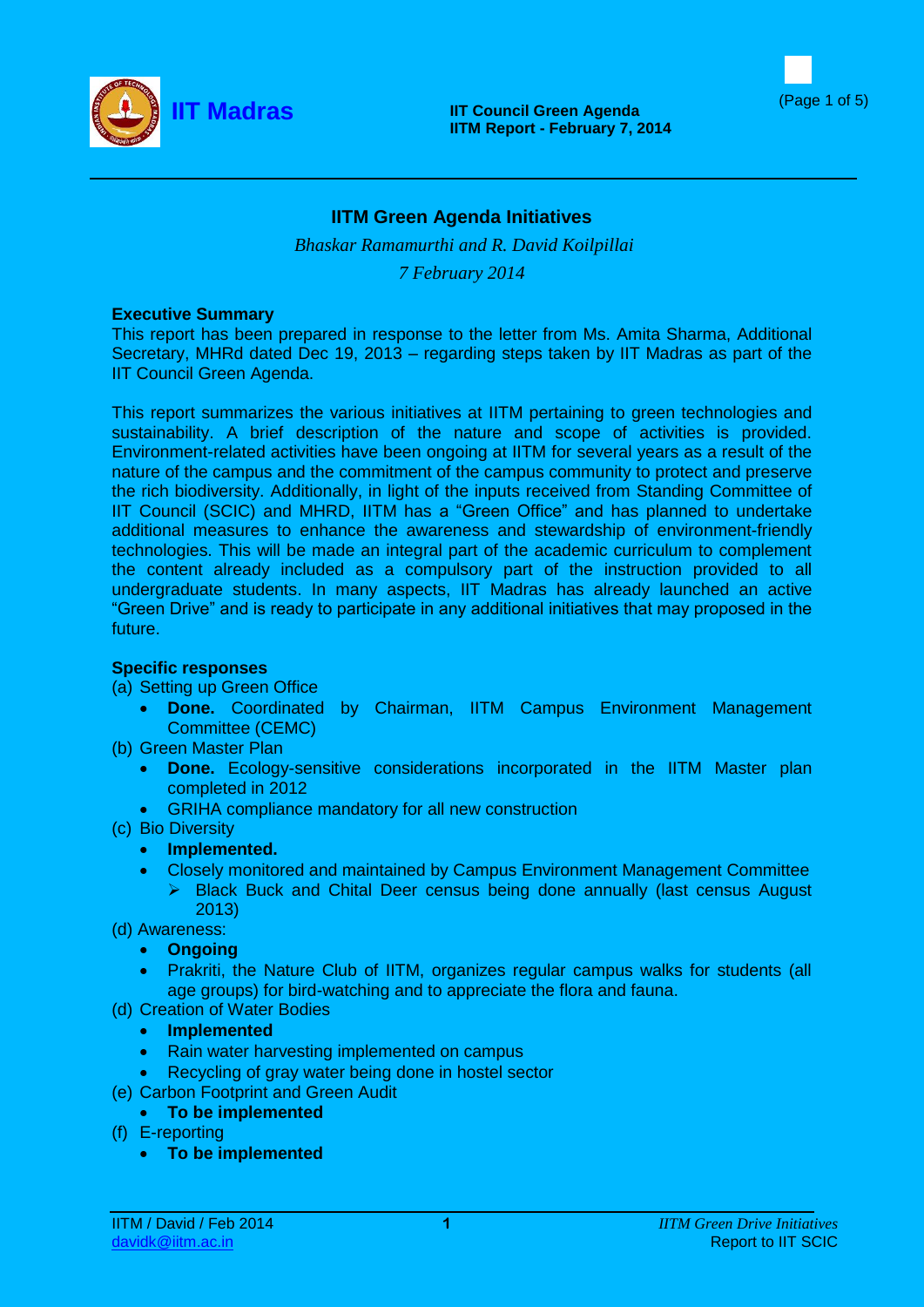# IITM Green Agenda Initiatives

*Bhaskar Ramamurthi and R. David Koilpillai*

*7 February 2014*

**Executive Summary**

This report has been prepared in response to the letter from Ms. Amita Sharma, Additional Secretary, MHRd dated Dec 19, 2013 – regarding steps taken by IIT Madras as part of the IIT Council Green Agenda.

This report summarizes the various initiatives at IITM pertaining to green technologies and sustainability. A brief description of the nature and scope of activities is provided. Environment-related activities have been ongoing at IITM for several years as a result of the nature of the campus and the commitment of the campus community to protect and preserve the rich biodiversity. Additionally, in light of the inputs received from Standing Committee of IIT Council (SCIC) and MHRD, IITM has a "Green Office" and has planned to undertake additional measures to enhance the awareness and stewardship of environment-friendly technologies. This will be made an integral part of the academic curriculum to complement the content already included as a compulsory part of the instruction provided to all undergraduate students. In many aspects, IIT Madras has already launched an active "Green Drive" and is ready to participate in any additional initiatives that may proposed in the future.

**Specific responses**

(a) Setting up Green Office
- **Done.** Coordinated by Chairman, IITM Campus Environment Management Committee (CEMC)

(b) Green Master Plan
- **Done.** Ecology-sensitive considerations incorporated in the IITM Master plan completed in 2012
- GRIHA compliance mandatory for all new construction

(c) Bio Diversity
- **Implemented.**
- Closely monitored and maintained by Campus Environment Management Committee
  - Black Buck and Chital Deer census being done annually (last census August 2013)

(d) Awareness:
- **Ongoing**
- Prakriti, the Nature Club of IITM, organizes regular campus walks for students (all age groups) for bird-watching and to appreciate the flora and fauna.

(d) Creation of Water Bodies
- **Implemented**
- Rain water harvesting implemented on campus
- Recycling of gray water being done in hostel sector

(e) Carbon Footprint and Green Audit
- **To be implemented**

(f) E-reporting
- **To be implemented**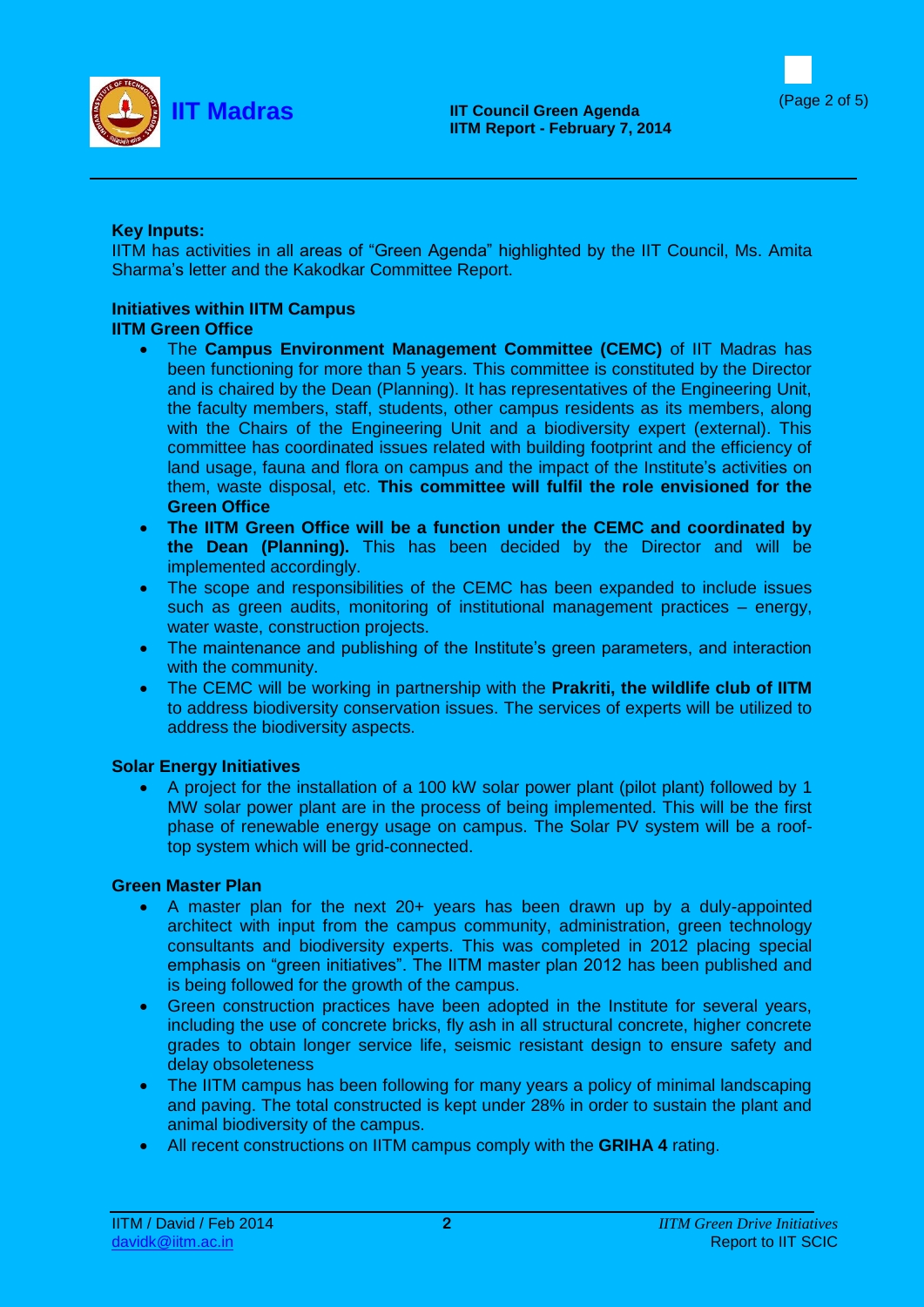**Key Inputs:**

IITM has activities in all areas of "Green Agenda" highlighted by the IIT Council, Ms. Amita Sharma's letter and the Kakodkar Committee Report.

**Initiatives within IITM Campus**

**IITM Green Office**

- The **Campus Environment Management Committee (CEMC)** of IIT Madras has been functioning for more than 5 years. This committee is constituted by the Director and is chaired by the Dean (Planning). It has representatives of the Engineering Unit, the faculty members, staff, students, other campus residents as its members, along with the Chairs of the Engineering Unit and a biodiversity expert (external). This committee has coordinated issues related with building footprint and the efficiency of land usage, fauna and flora on campus and the impact of the Institute's activities on them, waste disposal, etc. **This committee will fulfil the role envisioned for the Green Office**
- **The IITM Green Office will be a function under the CEMC and coordinated by the Dean (Planning).** This has been decided by the Director and will be implemented accordingly.
- The scope and responsibilities of the CEMC has been expanded to include issues such as green audits, monitoring of institutional management practices – energy, water waste, construction projects.
- The maintenance and publishing of the Institute's green parameters, and interaction with the community.
- The CEMC will be working in partnership with the **Prakriti, the wildlife club of IITM** to address biodiversity conservation issues. The services of experts will be utilized to address the biodiversity aspects.

**Solar Energy Initiatives**

- A project for the installation of a 100 kW solar power plant (pilot plant) followed by 1 MW solar power plant are in the process of being implemented. This will be the first phase of renewable energy usage on campus. The Solar PV system will be a roof-top system which will be grid-connected.

**Green Master Plan**

- A master plan for the next 20+ years has been drawn up by a duly-appointed architect with input from the campus community, administration, green technology consultants and biodiversity experts. This was completed in 2012 placing special emphasis on "green initiatives". The IITM master plan 2012 has been published and is being followed for the growth of the campus.
- Green construction practices have been adopted in the Institute for several years, including the use of concrete bricks, fly ash in all structural concrete, higher concrete grades to obtain longer service life, seismic resistant design to ensure safety and delay obsoleteness
- The IITM campus has been following for many years a policy of minimal landscaping and paving. The total constructed is kept under 28% in order to sustain the plant and animal biodiversity of the campus.
- All recent constructions on IITM campus comply with the **GRIHA 4** rating.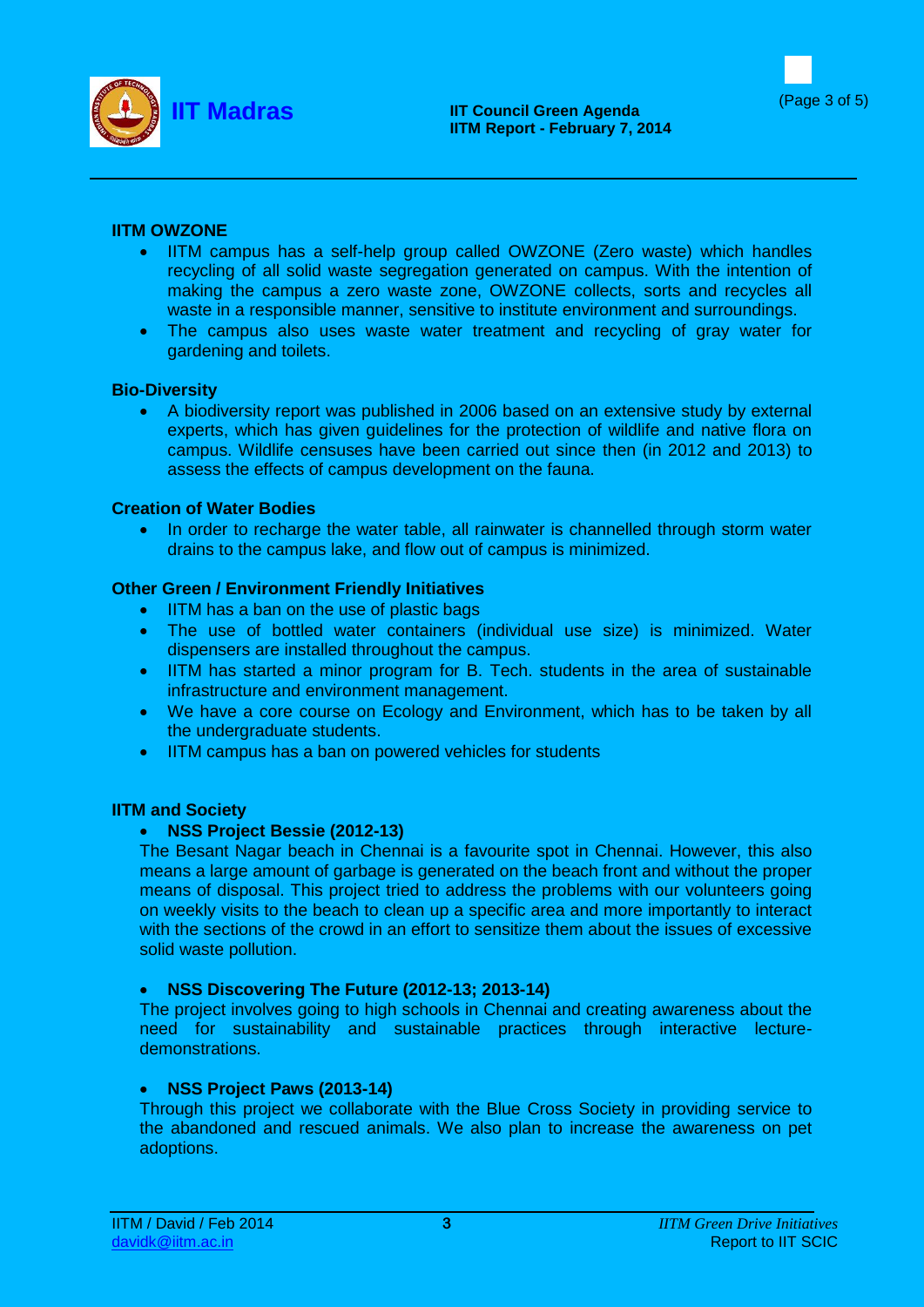**IITM OWZONE**

- IITM campus has a self-help group called OWZONE (Zero waste) which handles recycling of all solid waste segregation generated on campus. With the intention of making the campus a zero waste zone, OWZONE collects, sorts and recycles all waste in a responsible manner, sensitive to institute environment and surroundings.
- The campus also uses waste water treatment and recycling of gray water for gardening and toilets.

**Bio-Diversity**

- A biodiversity report was published in 2006 based on an extensive study by external experts, which has given guidelines for the protection of wildlife and native flora on campus. Wildlife censuses have been carried out since then (in 2012 and 2013) to assess the effects of campus development on the fauna.

**Creation of Water Bodies**

- In order to recharge the water table, all rainwater is channelled through storm water drains to the campus lake, and flow out of campus is minimized.

**Other Green / Environment Friendly Initiatives**

- IITM has a ban on the use of plastic bags
- The use of bottled water containers (individual use size) is minimized. Water dispensers are installed throughout the campus.
- IITM has started a minor program for B. Tech. students in the area of sustainable infrastructure and environment management.
- We have a core course on Ecology and Environment, which has to be taken by all the undergraduate students.
- IITM campus has a ban on powered vehicles for students

**IITM and Society**

- **NSS Project Bessie (2012-13)**

The Besant Nagar beach in Chennai is a favourite spot in Chennai. However, this also means a large amount of garbage is generated on the beach front and without the proper means of disposal. This project tried to address the problems with our volunteers going on weekly visits to the beach to clean up a specific area and more importantly to interact with the sections of the crowd in an effort to sensitize them about the issues of excessive solid waste pollution.

- **NSS Discovering The Future (2012-13; 2013-14)**

The project involves going to high schools in Chennai and creating awareness about the need for sustainability and sustainable practices through interactive lecture-demonstrations.

- **NSS Project Paws (2013-14)**

Through this project we collaborate with the Blue Cross Society in providing service to the abandoned and rescued animals. We also plan to increase the awareness on pet adoptions.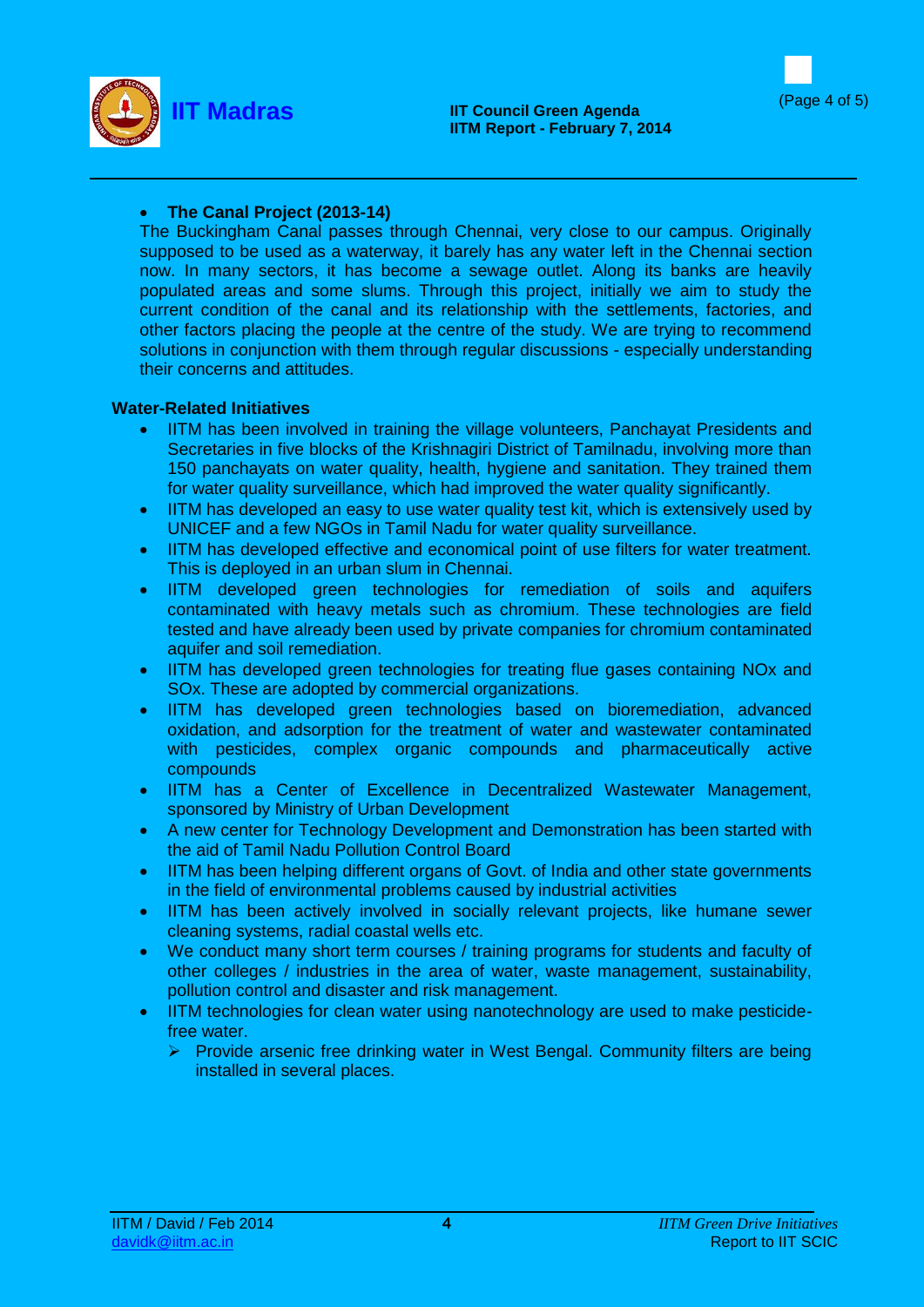- **The Canal Project (2013-14)**

The Buckingham Canal passes through Chennai, very close to our campus. Originally supposed to be used as a waterway, it barely has any water left in the Chennai section now. In many sectors, it has become a sewage outlet. Along its banks are heavily populated areas and some slums. Through this project, initially we aim to study the current condition of the canal and its relationship with the settlements, factories, and other factors placing the people at the centre of the study. We are trying to recommend solutions in conjunction with them through regular discussions - especially understanding their concerns and attitudes.

**Water-Related Initiatives**

- IITM has been involved in training the village volunteers, Panchayat Presidents and Secretaries in five blocks of the Krishnagiri District of Tamilnadu, involving more than 150 panchayats on water quality, health, hygiene and sanitation. They trained them for water quality surveillance, which had improved the water quality significantly.
- IITM has developed an easy to use water quality test kit, which is extensively used by UNICEF and a few NGOs in Tamil Nadu for water quality surveillance.
- IITM has developed effective and economical point of use filters for water treatment. This is deployed in an urban slum in Chennai.
- IITM developed green technologies for remediation of soils and aquifers contaminated with heavy metals such as chromium. These technologies are field tested and have already been used by private companies for chromium contaminated aquifer and soil remediation.
- IITM has developed green technologies for treating flue gases containing $NO_x$ and $SO_x$. These are adopted by commercial organizations.
- IITM has developed green technologies based on bioremediation, advanced oxidation, and adsorption for the treatment of water and wastewater contaminated with pesticides, complex organic compounds and pharmaceutically active compounds
- IITM has a Center of Excellence in Decentralized Wastewater Management, sponsored by Ministry of Urban Development
- A new center for Technology Development and Demonstration has been started with the aid of Tamil Nadu Pollution Control Board
- IITM has been helping different organs of Govt. of India and other state governments in the field of environmental problems caused by industrial activities
- IITM has been actively involved in socially relevant projects, like humane sewer cleaning systems, radial coastal wells etc.
- We conduct many short term courses / training programs for students and faculty of other colleges / industries in the area of water, waste management, sustainability, pollution control and disaster and risk management.
- IITM technologies for clean water using nanotechnology are used to make pesticide-free water.
  - Provide arsenic free drinking water in West Bengal. Community filters are being installed in several places.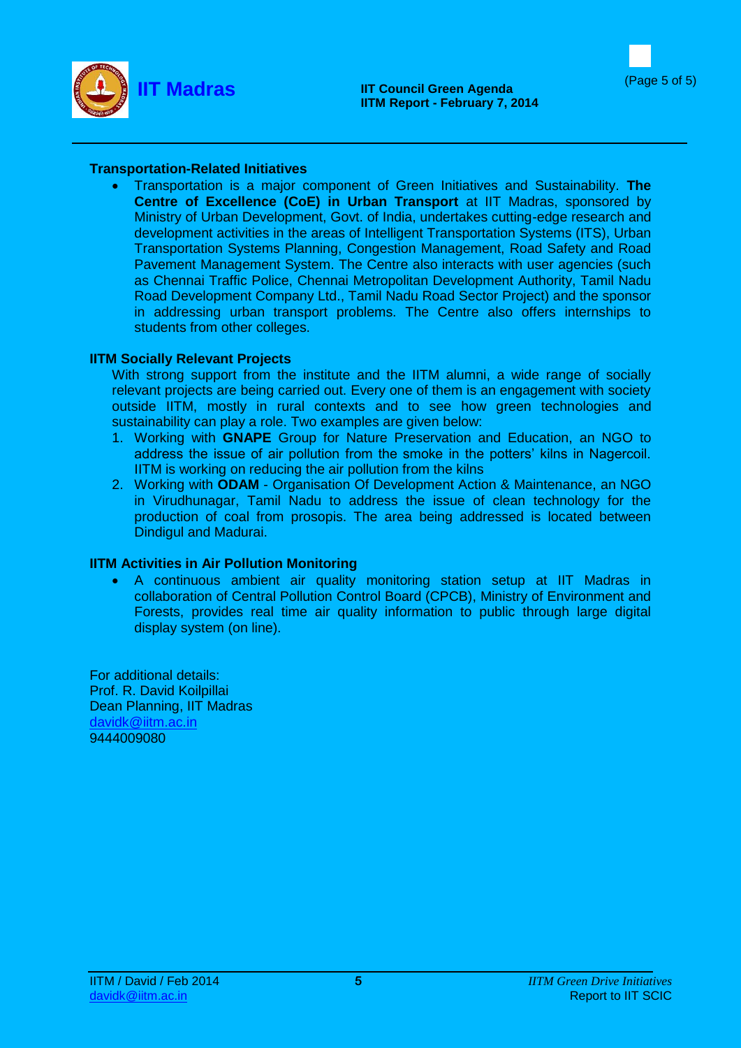### Transportation-Related Initiatives

- Transportation is a major component of Green Initiatives and Sustainability. **The Centre of Excellence (CoE) in Urban Transport** at IIT Madras, sponsored by Ministry of Urban Development, Govt. of India, undertakes cutting-edge research and development activities in the areas of Intelligent Transportation Systems (ITS), Urban Transportation Systems Planning, Congestion Management, Road Safety and Road Pavement Management System. The Centre also interacts with user agencies (such as Chennai Traffic Police, Chennai Metropolitan Development Authority, Tamil Nadu Road Development Company Ltd., Tamil Nadu Road Sector Project) and the sponsor in addressing urban transport problems. The Centre also offers internships to students from other colleges.

### IITM Socially Relevant Projects

With strong support from the institute and the IITM alumni, a wide range of socially relevant projects are being carried out. Every one of them is an engagement with society outside IITM, mostly in rural contexts and to see how green technologies and sustainability can play a role. Two examples are given below:

1. Working with **GNAPE** Group for Nature Preservation and Education, an NGO to address the issue of air pollution from the smoke in the potters' kilns in Nagercoil. IITM is working on reducing the air pollution from the kilns
2. Working with **ODAM** - Organisation Of Development Action & Maintenance, an NGO in Virudhunagar, Tamil Nadu to address the issue of clean technology for the production of coal from prosopis. The area being addressed is located between Dindigul and Madurai.

### IITM Activities in Air Pollution Monitoring

- A continuous ambient air quality monitoring station setup at IIT Madras in collaboration of Central Pollution Control Board (CPCB), Ministry of Environment and Forests, provides real time air quality information to public through large digital display system (on line).

For additional details:
Prof. R. David Koilpillai
Dean Planning, IIT Madras
davidk@iitm.ac.in
9444009080